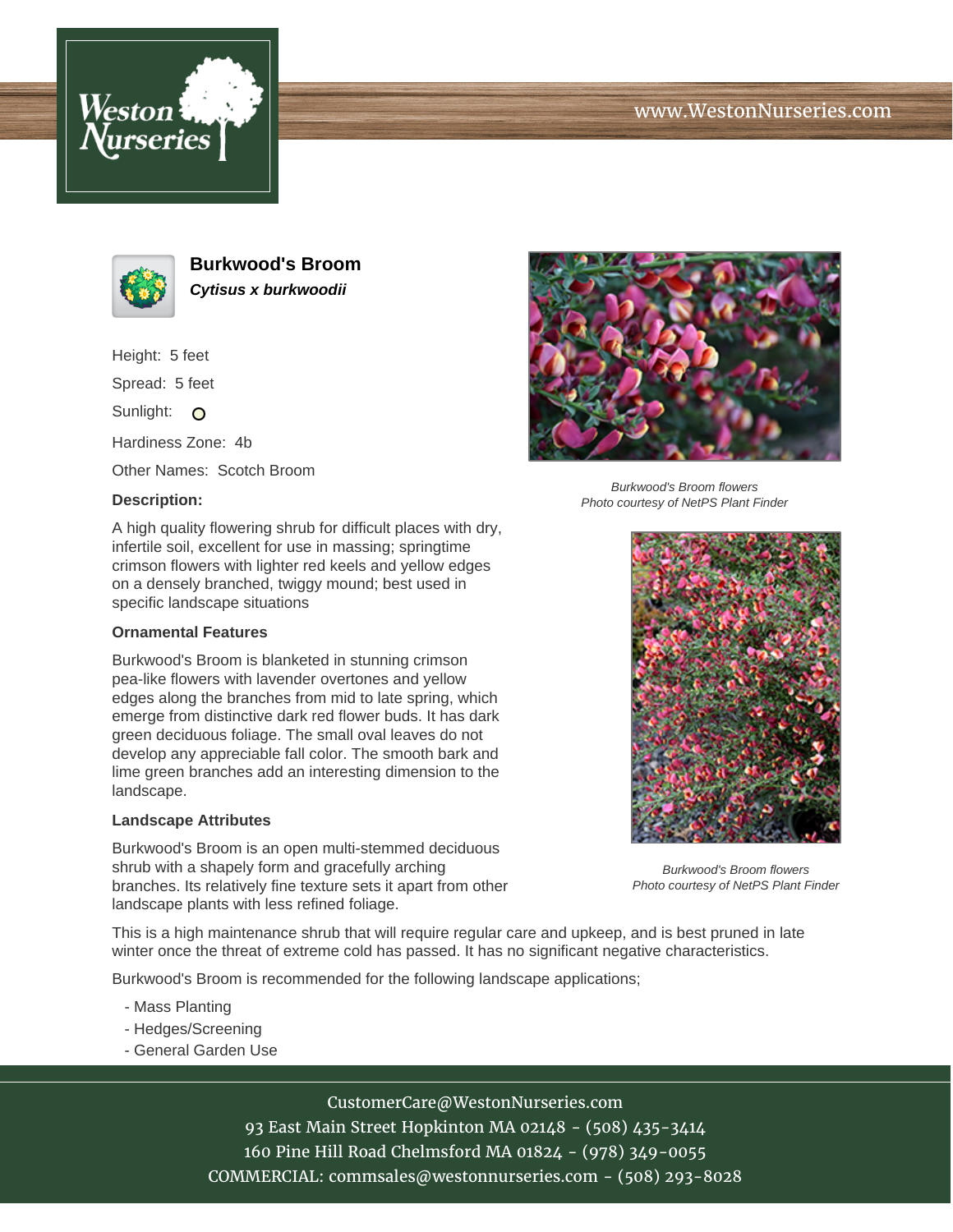# Burkwood's Broom

***Cytisus x burkwoodii***

Height: 5 feet

Spread: 5 feet

Sunlight:

Hardiness Zone: 4b

Other Names: Scotch Broom

**Description:**

A high quality flowering shrub for difficult places with dry, infertile soil, excellent for use in massing; springtime crimson flowers with lighter red keels and yellow edges on a densely branched, twiggy mound; best used in specific landscape situations

*Burkwood's Broom flowers*
*Photo courtesy of NetPS Plant Finder*

### Ornamental Features

Burkwood's Broom is blanketed in stunning crimson pea-like flowers with lavender overtones and yellow edges along the branches from mid to late spring, which emerge from distinctive dark red flower buds. It has dark green deciduous foliage. The small oval leaves do not develop any appreciable fall color. The smooth bark and lime green branches add an interesting dimension to the landscape.

### Landscape Attributes

Burkwood's Broom is an open multi-stemmed deciduous shrub with a shapely form and gracefully arching branches. Its relatively fine texture sets it apart from other landscape plants with less refined foliage.

*Burkwood's Broom flowers*
*Photo courtesy of NetPS Plant Finder*

This is a high maintenance shrub that will require regular care and upkeep, and is best pruned in late winter once the threat of extreme cold has passed. It has no significant negative characteristics.

Burkwood's Broom is recommended for the following landscape applications;

- Mass Planting
- Hedges/Screening
- General Garden Use

CustomerCare@WestonNurseries.com
93 East Main Street Hopkinton MA 02148 - (508) 435-3414
160 Pine Hill Road Chelmsford MA 01824 - (978) 349-0055
COMMERCIAL: commsales@westonnurseries.com - (508) 293-8028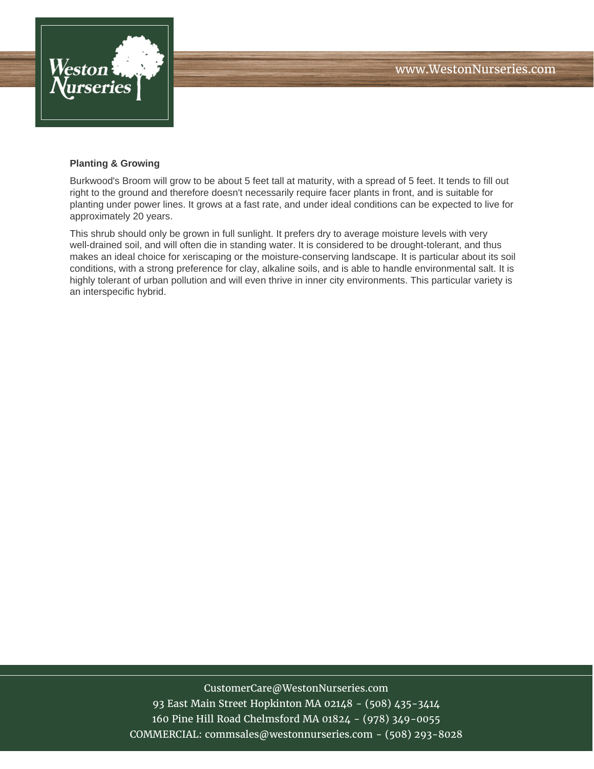**Planting & Growing**

Burkwood's Broom will grow to be about 5 feet tall at maturity, with a spread of 5 feet. It tends to fill out right to the ground and therefore doesn't necessarily require facer plants in front, and is suitable for planting under power lines. It grows at a fast rate, and under ideal conditions can be expected to live for approximately 20 years.

This shrub should only be grown in full sunlight. It prefers dry to average moisture levels with very well-drained soil, and will often die in standing water. It is considered to be drought-tolerant, and thus makes an ideal choice for xeriscaping or the moisture-conserving landscape. It is particular about its soil conditions, with a strong preference for clay, alkaline soils, and is able to handle environmental salt. It is highly tolerant of urban pollution and will even thrive in inner city environments. This particular variety is an interspecific hybrid.